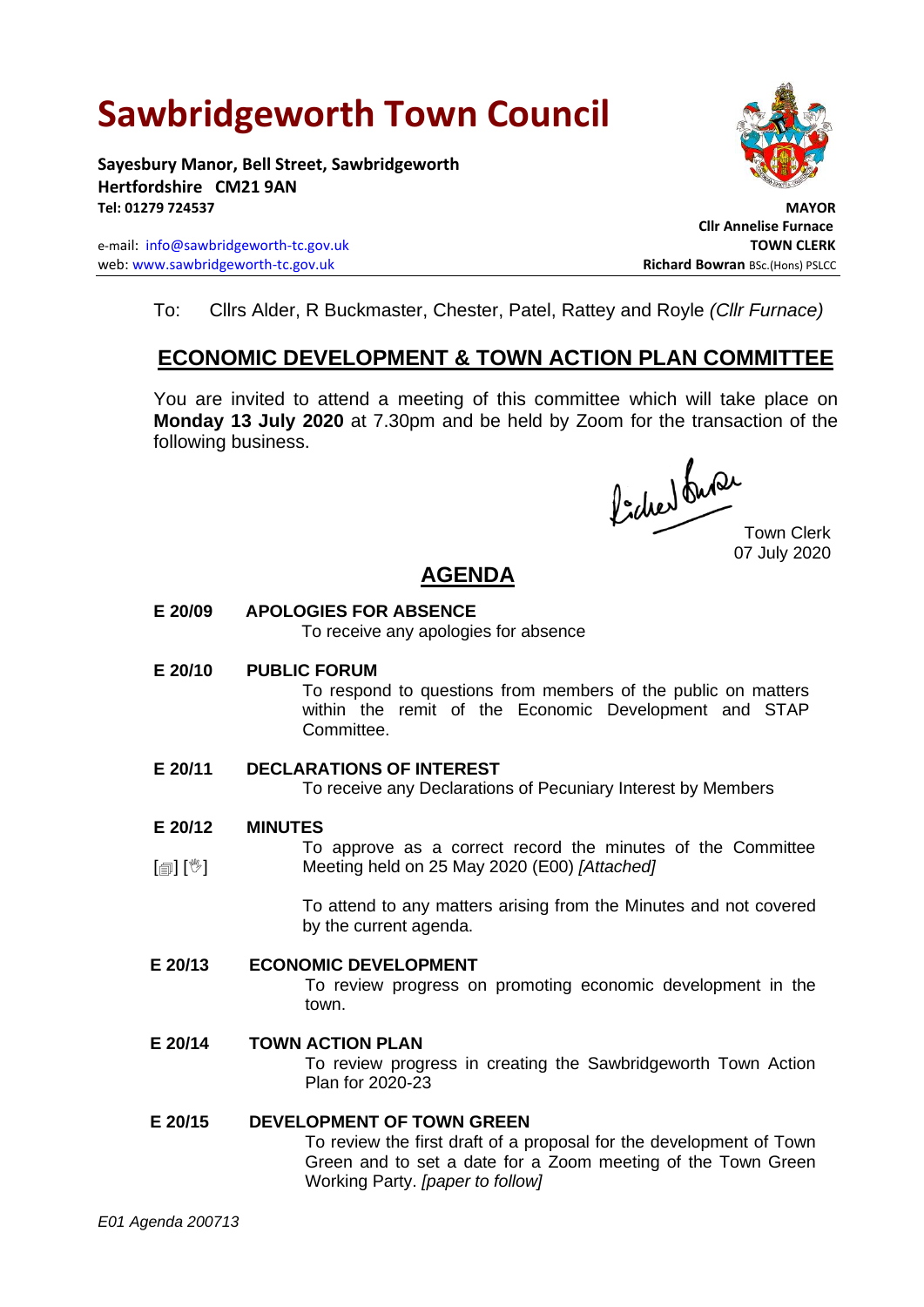# Sawbridgeworth Town Council

**Sayesbury Manor, Bell Street, Sawbridgeworth**
**Hertfordshire CM21 9AN**
**Tel: 01279 724537**

e-mail: info@sawbridgeworth-tc.gov.uk
web: www.sawbridgeworth-tc.gov.uk

**MAYOR**
**Cllr Annelise Furnace**
**TOWN CLERK**
**Richard Bowran** BSc.(Hons) PSLCC

To: Cllrs Alder, R Buckmaster, Chester, Patel, Rattey and Royle *(Cllr Furnace)*

## ECONOMIC DEVELOPMENT & TOWN ACTION PLAN COMMITTEE

You are invited to attend a meeting of this committee which will take place on **Monday 13 July 2020** at 7.30pm and be held by Zoom for the transaction of the following business.

Town Clerk
07 July 2020

## AGENDA

**E 20/09 APOLOGIES FOR ABSENCE**

To receive any apologies for absence

**E 20/10 PUBLIC FORUM**

To respond to questions from members of the public on matters within the remit of the Economic Development and STAP Committee.

**E 20/11 DECLARATIONS OF INTEREST**

To receive any Declarations of Pecuniary Interest by Members

**E 20/12 MINUTES**

[🗊] [🖑] To approve as a correct record the minutes of the Committee Meeting held on 25 May 2020 (E00) *[Attached]*

To attend to any matters arising from the Minutes and not covered by the current agenda.

**E 20/13 ECONOMIC DEVELOPMENT**

To review progress on promoting economic development in the town.

**E 20/14 TOWN ACTION PLAN**

To review progress in creating the Sawbridgeworth Town Action Plan for 2020-23

**E 20/15 DEVELOPMENT OF TOWN GREEN**

To review the first draft of a proposal for the development of Town Green and to set a date for a Zoom meeting of the Town Green Working Party. *[paper to follow]*

*E01 Agenda 200713*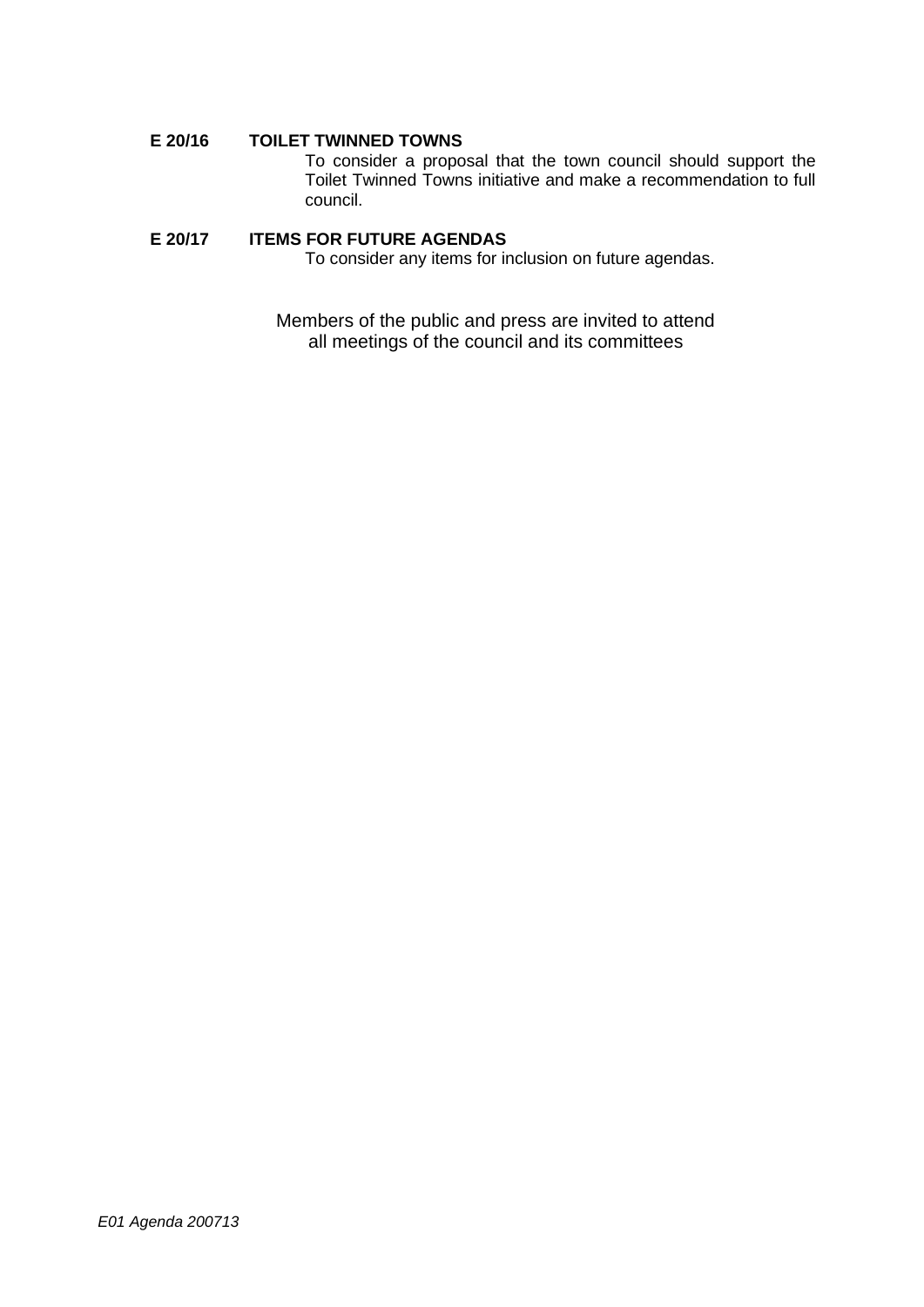**E 20/16 TOILET TWINNED TOWNS**

To consider a proposal that the town council should support the Toilet Twinned Towns initiative and make a recommendation to full council.

**E 20/17 ITEMS FOR FUTURE AGENDAS**

To consider any items for inclusion on future agendas.

Members of the public and press are invited to attend all meetings of the council and its committees